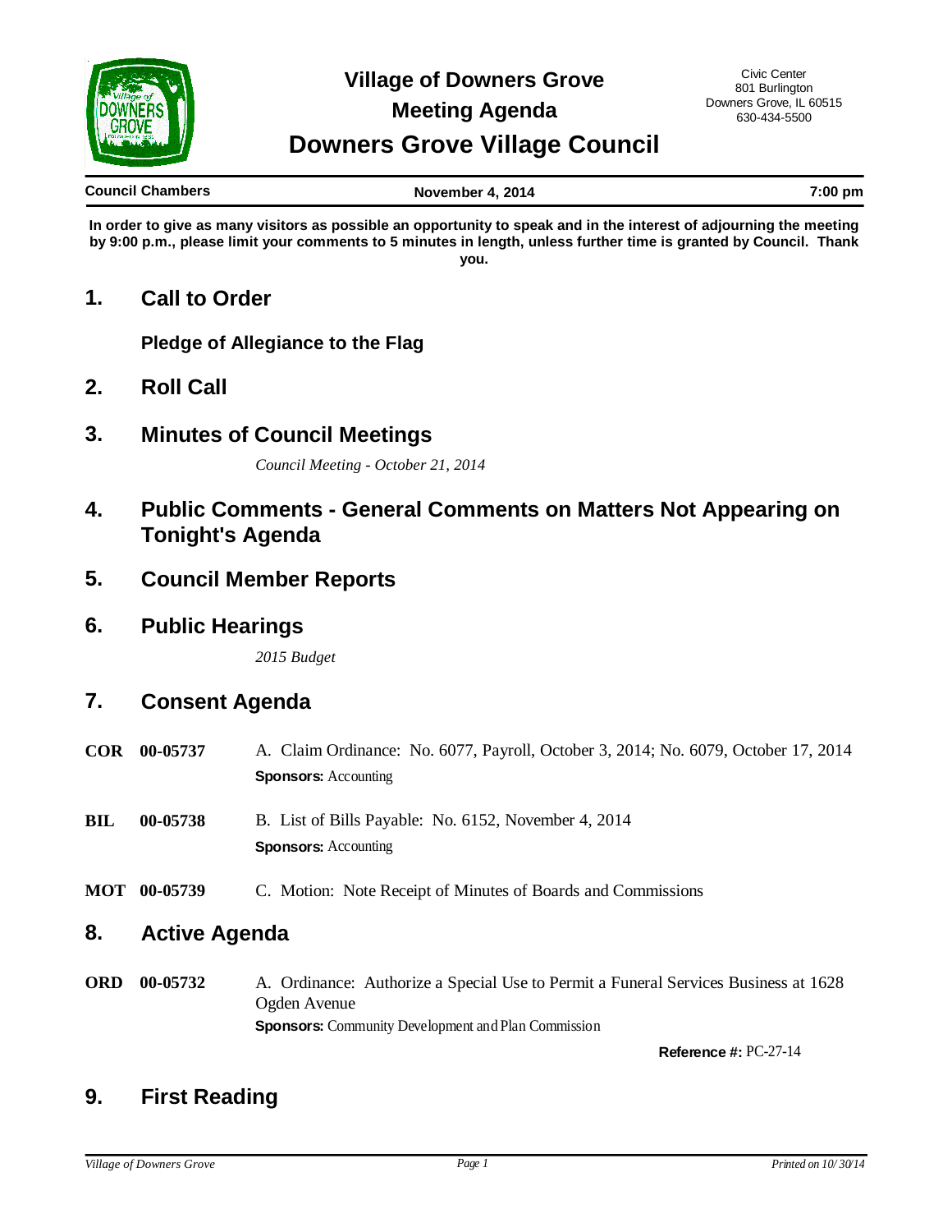# Village of Downers Grove

## Meeting Agenda

# Downers Grove Village Council

Civic Center
801 Burlington
Downers Grove, IL 60515
630-434-5500

**Council Chambers** | **November 4, 2014** | **7:00 pm**

**In order to give as many visitors as possible an opportunity to speak and in the interest of adjourning the meeting by 9:00 p.m., please limit your comments to 5 minutes in length, unless further time is granted by Council. Thank you.**

## 1. Call to Order

**Pledge of Allegiance to the Flag**

## 2. Roll Call

## 3. Minutes of Council Meetings

*Council Meeting - October 21, 2014*

## 4. Public Comments - General Comments on Matters Not Appearing on Tonight's Agenda

## 5. Council Member Reports

## 6. Public Hearings

*2015 Budget*

## 7. Consent Agenda

**COR 00-05737** A. Claim Ordinance: No. 6077, Payroll, October 3, 2014; No. 6079, October 17, 2014
**Sponsors:** Accounting

**BIL 00-05738** B. List of Bills Payable: No. 6152, November 4, 2014
**Sponsors:** Accounting

**MOT 00-05739** C. Motion: Note Receipt of Minutes of Boards and Commissions

## 8. Active Agenda

**ORD 00-05732** A. Ordinance: Authorize a Special Use to Permit a Funeral Services Business at 1628 Ogden Avenue
**Sponsors:** Community Development and Plan Commission

**Reference #:** PC-27-14

## 9. First Reading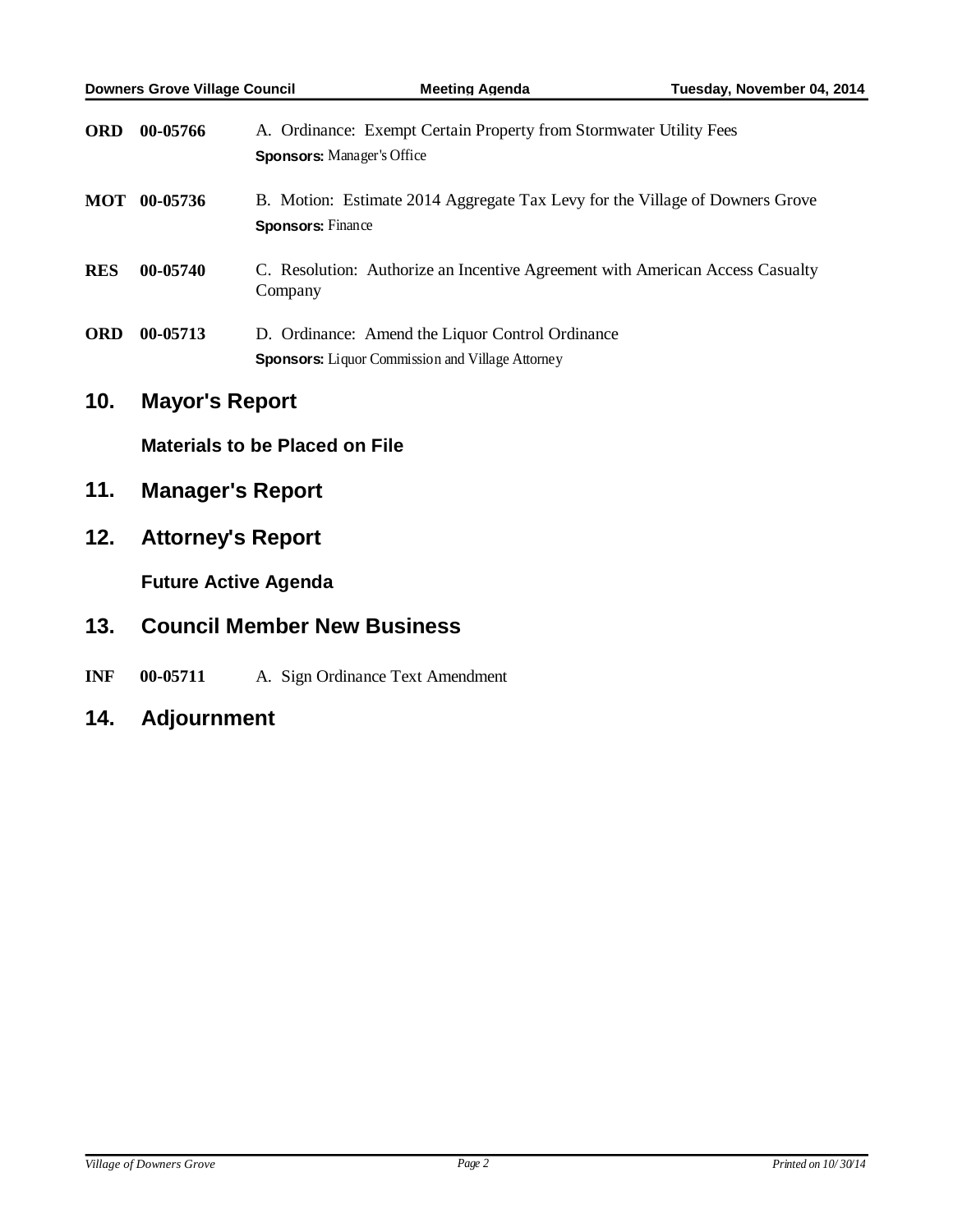**ORD 00-05766** A. Ordinance: Exempt Certain Property from Stormwater Utility Fees

**Sponsors:** Manager's Office

**MOT 00-05736** B. Motion: Estimate 2014 Aggregate Tax Levy for the Village of Downers Grove

**Sponsors:** Finance

**RES 00-05740** C. Resolution: Authorize an Incentive Agreement with American Access Casualty Company

**ORD 00-05713** D. Ordinance: Amend the Liquor Control Ordinance

**Sponsors:** Liquor Commission and Village Attorney

## 10. Mayor's Report

### Materials to be Placed on File

## 11. Manager's Report

## 12. Attorney's Report

### Future Active Agenda

## 13. Council Member New Business

**INF 00-05711** A. Sign Ordinance Text Amendment

## 14. Adjournment